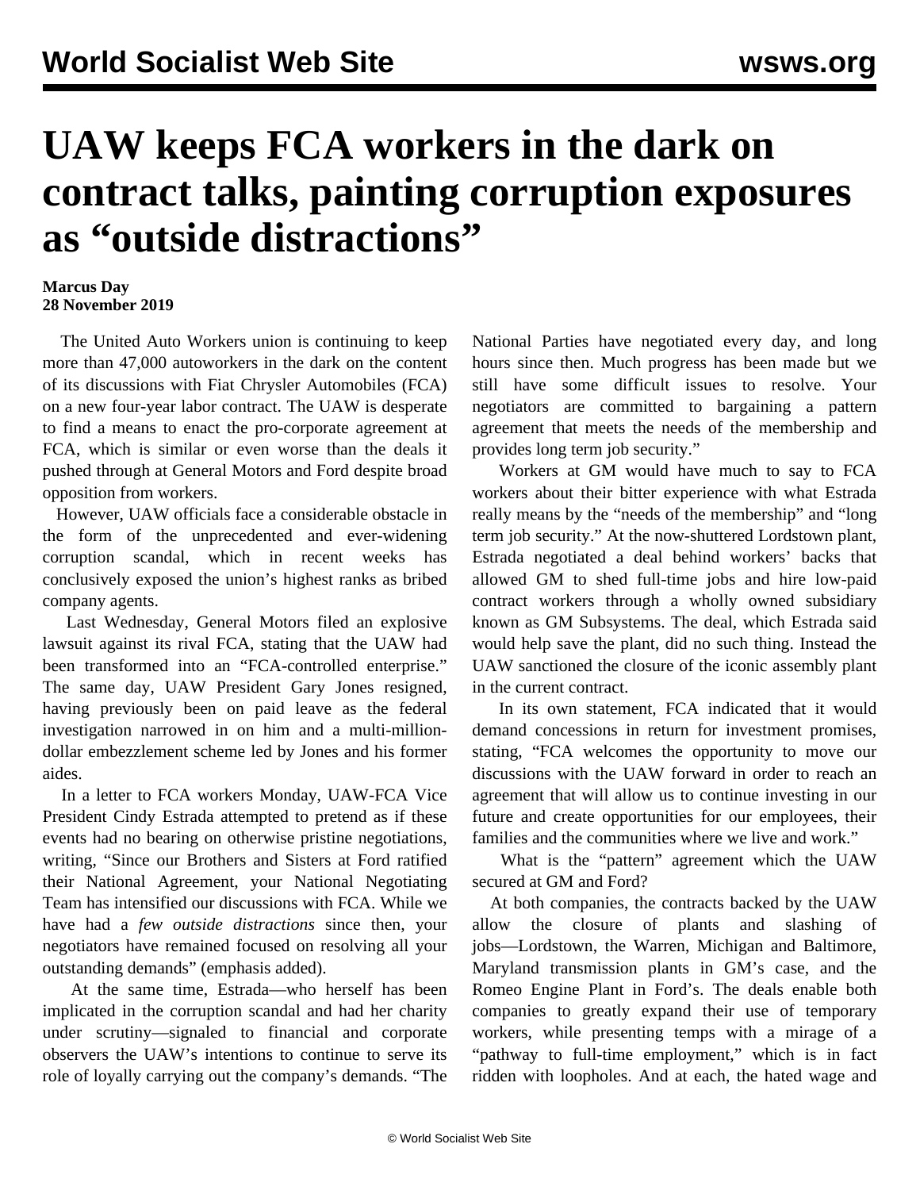# UAW keeps FCA workers in the dark on contract talks, painting corruption exposures as "outside distractions"

**Marcus Day**
**28 November 2019**

The United Auto Workers union is continuing to keep more than 47,000 autoworkers in the dark on the content of its discussions with Fiat Chrysler Automobiles (FCA) on a new four-year labor contract. The UAW is desperate to find a means to enact the pro-corporate agreement at FCA, which is similar or even worse than the deals it pushed through at General Motors and Ford despite broad opposition from workers.

However, UAW officials face a considerable obstacle in the form of the unprecedented and ever-widening corruption scandal, which in recent weeks has conclusively exposed the union's highest ranks as bribed company agents.

Last Wednesday, General Motors filed an explosive lawsuit against its rival FCA, stating that the UAW had been transformed into an "FCA-controlled enterprise." The same day, UAW President Gary Jones resigned, having previously been on paid leave as the federal investigation narrowed in on him and a multi-million-dollar embezzlement scheme led by Jones and his former aides.

In a letter to FCA workers Monday, UAW-FCA Vice President Cindy Estrada attempted to pretend as if these events had no bearing on otherwise pristine negotiations, writing, "Since our Brothers and Sisters at Ford ratified their National Agreement, your National Negotiating Team has intensified our discussions with FCA. While we have had a *few outside distractions* since then, your negotiators have remained focused on resolving all your outstanding demands" (emphasis added).

At the same time, Estrada—who herself has been implicated in the corruption scandal and had her charity under scrutiny—signaled to financial and corporate observers the UAW's intentions to continue to serve its role of loyally carrying out the company's demands. "The National Parties have negotiated every day, and long hours since then. Much progress has been made but we still have some difficult issues to resolve. Your negotiators are committed to bargaining a pattern agreement that meets the needs of the membership and provides long term job security."

Workers at GM would have much to say to FCA workers about their bitter experience with what Estrada really means by the "needs of the membership" and "long term job security." At the now-shuttered Lordstown plant, Estrada negotiated a deal behind workers' backs that allowed GM to shed full-time jobs and hire low-paid contract workers through a wholly owned subsidiary known as GM Subsystems. The deal, which Estrada said would help save the plant, did no such thing. Instead the UAW sanctioned the closure of the iconic assembly plant in the current contract.

In its own statement, FCA indicated that it would demand concessions in return for investment promises, stating, "FCA welcomes the opportunity to move our discussions with the UAW forward in order to reach an agreement that will allow us to continue investing in our future and create opportunities for our employees, their families and the communities where we live and work."

What is the "pattern" agreement which the UAW secured at GM and Ford?

At both companies, the contracts backed by the UAW allow the closure of plants and slashing of jobs—Lordstown, the Warren, Michigan and Baltimore, Maryland transmission plants in GM's case, and the Romeo Engine Plant in Ford's. The deals enable both companies to greatly expand their use of temporary workers, while presenting temps with a mirage of a "pathway to full-time employment," which is in fact ridden with loopholes. And at each, the hated wage and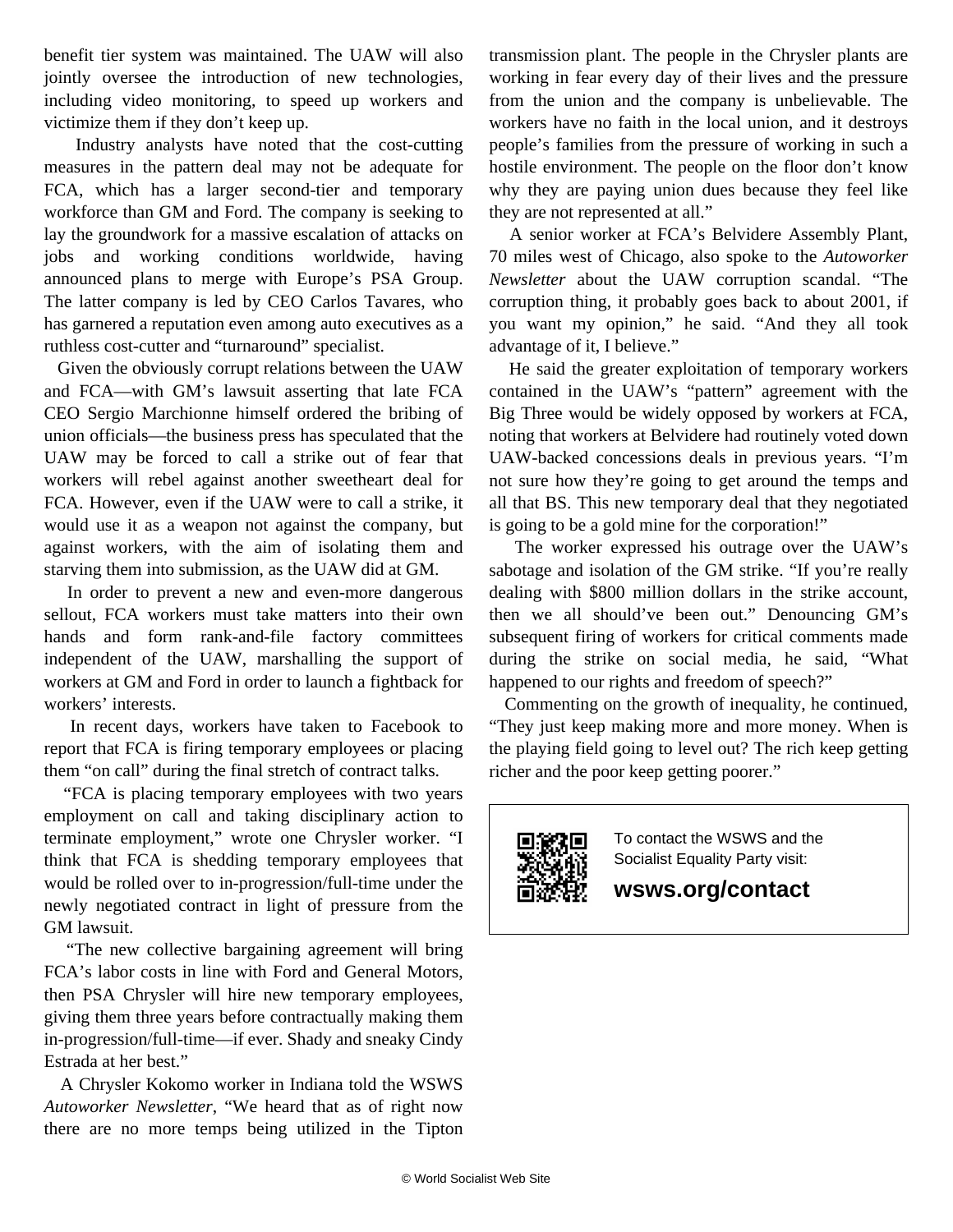benefit tier system was maintained. The UAW will also jointly oversee the introduction of new technologies, including video monitoring, to speed up workers and victimize them if they don't keep up.

Industry analysts have noted that the cost-cutting measures in the pattern deal may not be adequate for FCA, which has a larger second-tier and temporary workforce than GM and Ford. The company is seeking to lay the groundwork for a massive escalation of attacks on jobs and working conditions worldwide, having announced plans to merge with Europe's PSA Group. The latter company is led by CEO Carlos Tavares, who has garnered a reputation even among auto executives as a ruthless cost-cutter and "turnaround" specialist.

Given the obviously corrupt relations between the UAW and FCA—with GM's lawsuit asserting that late FCA CEO Sergio Marchionne himself ordered the bribing of union officials—the business press has speculated that the UAW may be forced to call a strike out of fear that workers will rebel against another sweetheart deal for FCA. However, even if the UAW were to call a strike, it would use it as a weapon not against the company, but against workers, with the aim of isolating them and starving them into submission, as the UAW did at GM.

In order to prevent a new and even-more dangerous sellout, FCA workers must take matters into their own hands and form rank-and-file factory committees independent of the UAW, marshalling the support of workers at GM and Ford in order to launch a fightback for workers' interests.

In recent days, workers have taken to Facebook to report that FCA is firing temporary employees or placing them "on call" during the final stretch of contract talks.

"FCA is placing temporary employees with two years employment on call and taking disciplinary action to terminate employment," wrote one Chrysler worker. "I think that FCA is shedding temporary employees that would be rolled over to in-progression/full-time under the newly negotiated contract in light of pressure from the GM lawsuit.

"The new collective bargaining agreement will bring FCA's labor costs in line with Ford and General Motors, then PSA Chrysler will hire new temporary employees, giving them three years before contractually making them in-progression/full-time—if ever. Shady and sneaky Cindy Estrada at her best."

A Chrysler Kokomo worker in Indiana told the WSWS *Autoworker Newsletter*, "We heard that as of right now there are no more temps being utilized in the Tipton transmission plant. The people in the Chrysler plants are working in fear every day of their lives and the pressure from the union and the company is unbelievable. The workers have no faith in the local union, and it destroys people's families from the pressure of working in such a hostile environment. The people on the floor don't know why they are paying union dues because they feel like they are not represented at all."

A senior worker at FCA's Belvidere Assembly Plant, 70 miles west of Chicago, also spoke to the *Autoworker Newsletter* about the UAW corruption scandal. "The corruption thing, it probably goes back to about 2001, if you want my opinion," he said. "And they all took advantage of it, I believe."

He said the greater exploitation of temporary workers contained in the UAW's "pattern" agreement with the Big Three would be widely opposed by workers at FCA, noting that workers at Belvidere had routinely voted down UAW-backed concessions deals in previous years. "I'm not sure how they're going to get around the temps and all that BS. This new temporary deal that they negotiated is going to be a gold mine for the corporation!"

The worker expressed his outrage over the UAW's sabotage and isolation of the GM strike. "If you're really dealing with $800 million dollars in the strike account, then we all should've been out." Denouncing GM's subsequent firing of workers for critical comments made during the strike on social media, he said, "What happened to our rights and freedom of speech?"

Commenting on the growth of inequality, he continued, "They just keep making more and more money. When is the playing field going to level out? The rich keep getting richer and the poor keep getting poorer."

To contact the WSWS and the Socialist Equality Party visit:

**wsws.org/contact**